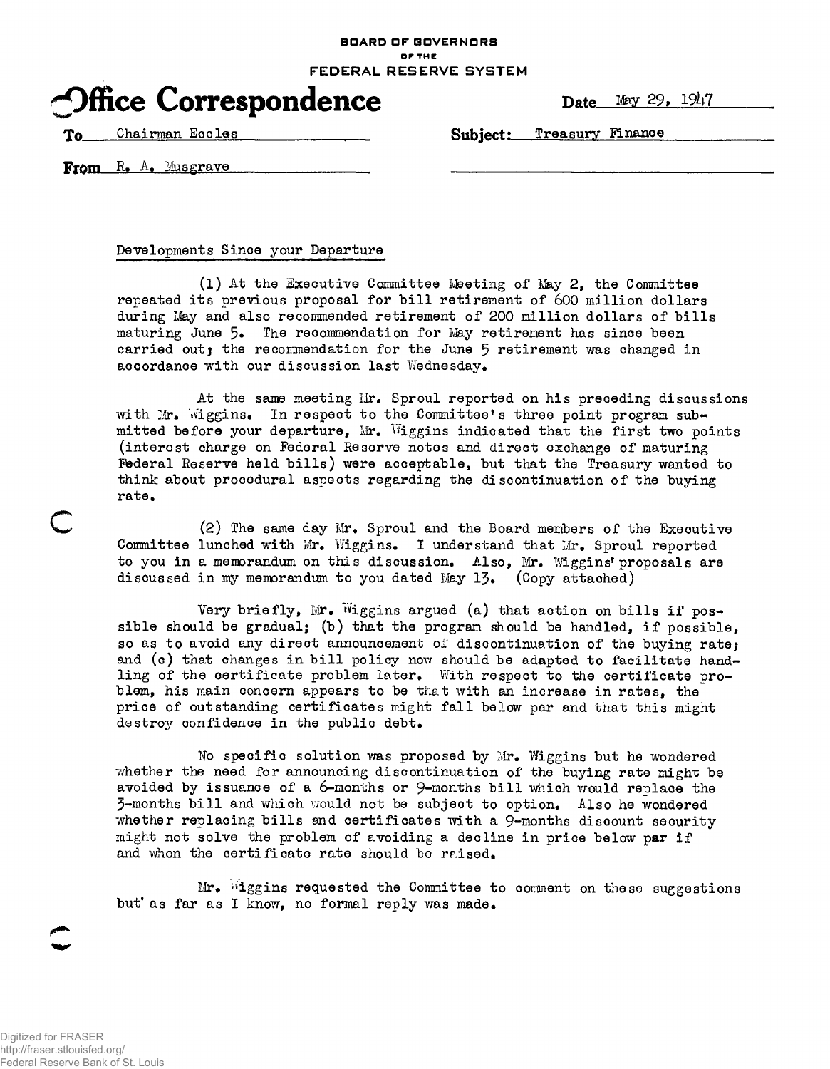BOARD OF GOVERNORS
OF THE
FEDERAL RESERVE SYSTEM

# Office Correspondence

Date May 29, 1947

To Chairman Eccles

Subject: Treasury Finance

From R. A. Musgrave

Developments Since your Departure

(1) At the Executive Committee Meeting of May 2, the Committee repeated its previous proposal for bill retirement of 600 million dollars during May and also recommended retirement of 200 million dollars of bills maturing June 5. The recommendation for May retirement has since been carried out; the recommendation for the June 5 retirement was changed in accordance with our discussion last Wednesday.

At the same meeting Mr. Sproul reported on his preceding discussions with Mr. Wiggins. In respect to the Committee's three point program submitted before your departure, Mr. Wiggins indicated that the first two points (interest charge on Federal Reserve notes and direct exchange of maturing Federal Reserve held bills) were acceptable, but that the Treasury wanted to think about procedural aspects regarding the discontinuation of the buying rate.

(2) The same day Mr. Sproul and the Board members of the Executive Committee lunched with Mr. Wiggins. I understand that Mr. Sproul reported to you in a memorandum on this discussion. Also, Mr. Wiggins' proposals are discussed in my memorandum to you dated May 13. (Copy attached)

Very briefly, Mr. Wiggins argued (a) that action on bills if possible should be gradual; (b) that the program should be handled, if possible, so as to avoid any direct announcement of discontinuation of the buying rate; and (c) that changes in bill policy now should be adapted to facilitate handling of the certificate problem later. With respect to the certificate problem, his main concern appears to be that with an increase in rates, the price of outstanding certificates might fall below par and that this might destroy confidence in the public debt.

No specific solution was proposed by Mr. Wiggins but he wondered whether the need for announcing discontinuation of the buying rate might be avoided by issuance of a 6-months or 9-months bill which would replace the 3-months bill and which would not be subject to option. Also he wondered whether replacing bills and certificates with a 9-months discount security might not solve the problem of avoiding a decline in price below par if and when the certificate rate should be raised.

Mr. Wiggins requested the Committee to comment on these suggestions but as far as I know, no formal reply was made.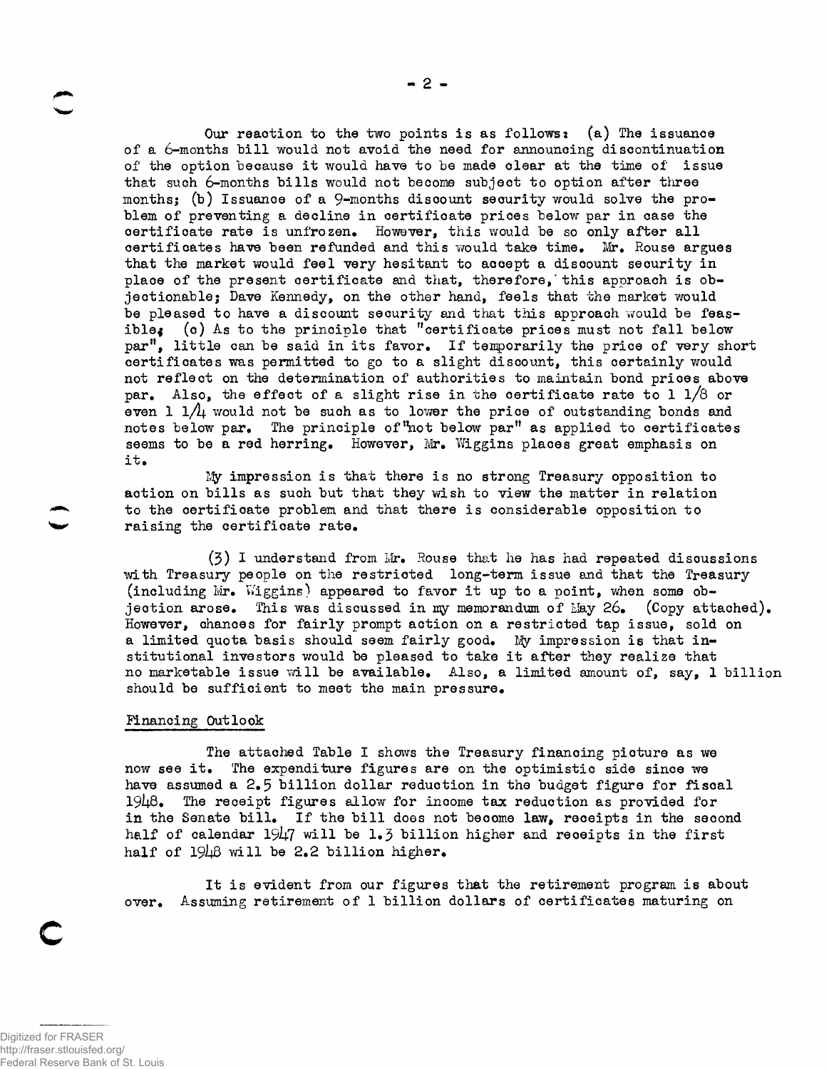Our reaction to the two points is as follows: (a) The issuance of a 6-months bill would not avoid the need for announcing discontinuation of the option because it would have to be made clear at the time of issue that such 6-months bills would not become subject to option after three months; (b) Issuance of a 9-months discount security would solve the problem of preventing a decline in certificate prices below par in case the certificate rate is unfrozen. However, this would be so only after all certificates have been refunded and this would take time. Mr. Rouse argues that the market would feel very hesitant to accept a discount security in place of the present certificate and that, therefore, this approach is objectionable; Dave Kennedy, on the other hand, feels that the market would be pleased to have a discount security and that this approach would be feasible; (c) As to the principle that "certificate prices must not fall below par", little can be said in its favor. If temporarily the price of very short certificates was permitted to go to a slight discount, this certainly would not reflect on the determination of authorities to maintain bond prices above par. Also, the effect of a slight rise in the certificate rate to 1 1/8 or even 1 1/4 would not be such as to lower the price of outstanding bonds and notes below par. The principle of "not below par" as applied to certificates seems to be a red herring. However, Mr. Wiggins places great emphasis on it.

My impression is that there is no strong Treasury opposition to action on bills as such but that they wish to view the matter in relation to the certificate problem and that there is considerable opposition to raising the certificate rate.

(3) I understand from Mr. Rouse that he has had repeated discussions with Treasury people on the restricted long-term issue and that the Treasury (including Mr. Wiggins) appeared to favor it up to a point, when some objection arose. This was discussed in my memorandum of May 26. (Copy attached). However, chances for fairly prompt action on a restricted tap issue, sold on a limited quota basis should seem fairly good. My impression is that institutional investors would be pleased to take it after they realize that no marketable issue will be available. Also, a limited amount of, say, 1 billion should be sufficient to meet the main pressure.

## Financing Outlook

The attached Table I shows the Treasury financing picture as we now see it. The expenditure figures are on the optimistic side since we have assumed a 2.5 billion dollar reduction in the budget figure for fiscal 1948. The receipt figures allow for income tax reduction as provided for in the Senate bill. If the bill does not become law, receipts in the second half of calendar 1947 will be 1.3 billion higher and receipts in the first half of 1948 will be 2.2 billion higher.

It is evident from our figures that the retirement program is about over. Assuming retirement of 1 billion dollars of certificates maturing on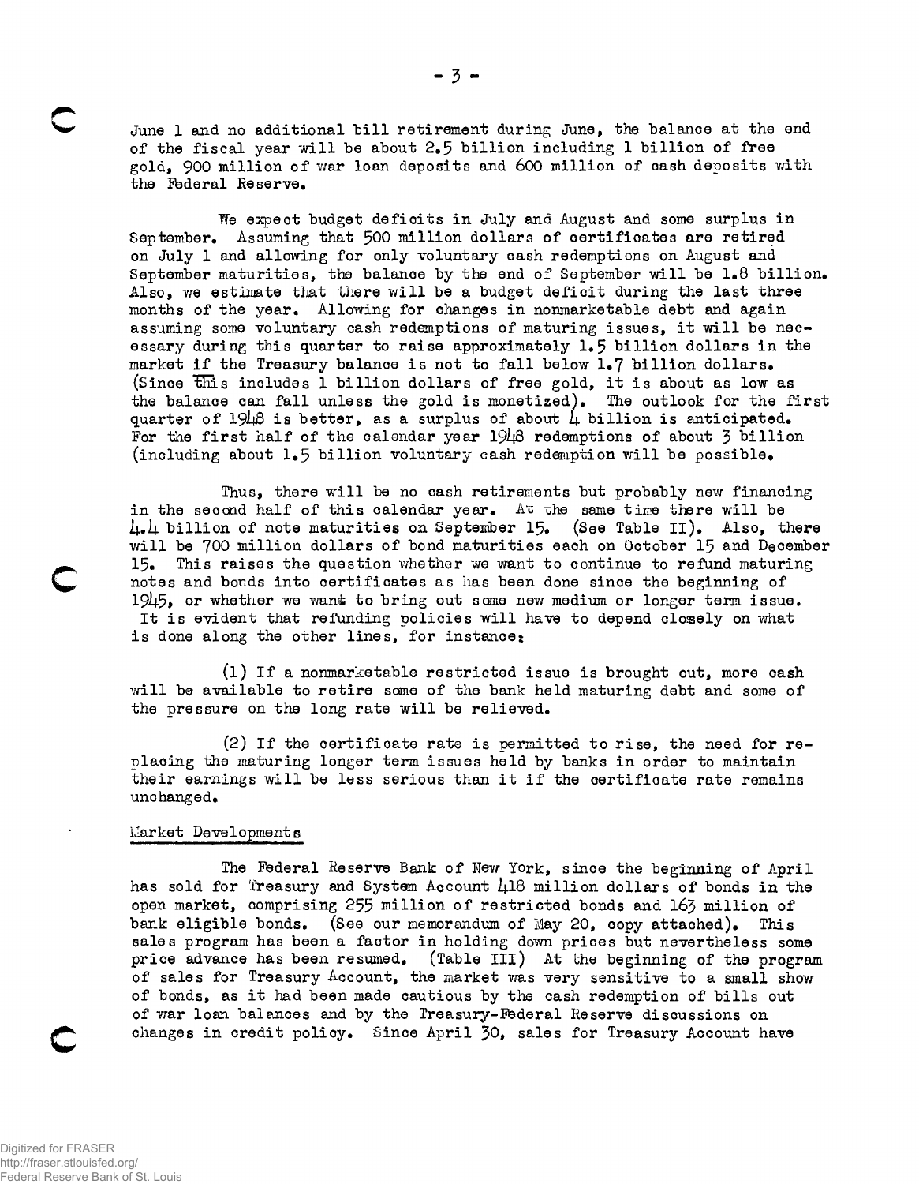June 1 and no additional bill retirement during June, the balance at the end of the fiscal year will be about 2.5 billion including 1 billion of free gold, 900 million of war loan deposits and 600 million of cash deposits with the Federal Reserve.

We expect budget deficits in July and August and some surplus in September. Assuming that 500 million dollars of certificates are retired on July 1 and allowing for only voluntary cash redemptions on August and September maturities, the balance by the end of September will be 1.8 billion. Also, we estimate that there will be a budget deficit during the last three months of the year. Allowing for changes in nonmarketable debt and again assuming some voluntary cash redemptions of maturing issues, it will be necessary during this quarter to raise approximately 1.5 billion dollars in the market if the Treasury balance is not to fall below 1.7 billion dollars. (Since this includes 1 billion dollars of free gold, it is about as low as the balance can fall unless the gold is monetized). The outlook for the first quarter of 1948 is better, as a surplus of about 4 billion is anticipated. For the first half of the calendar year 1948 redemptions of about 3 billion (including about 1.5 billion voluntary cash redemption will be possible.

Thus, there will be no cash retirements but probably new financing in the second half of this calendar year. At the same time there will be 4.4 billion of note maturities on September 15. (See Table II). Also, there will be 700 million dollars of bond maturities each on October 15 and December 15. This raises the question whether we want to continue to refund maturing notes and bonds into certificates as has been done since the beginning of 1945, or whether we want to bring out some new medium or longer term issue. It is evident that refunding policies will have to depend closely on what is done along the other lines, for instance:

(1) If a nonmarketable restricted issue is brought out, more cash will be available to retire some of the bank held maturing debt and some of the pressure on the long rate will be relieved.

(2) If the certificate rate is permitted to rise, the need for replacing the maturing longer term issues held by banks in order to maintain their earnings will be less serious than it if the certificate rate remains unchanged.

Market Developments

The Federal Reserve Bank of New York, since the beginning of April has sold for Treasury and System Account 418 million dollars of bonds in the open market, comprising 255 million of restricted bonds and 163 million of bank eligible bonds. (See our memorandum of May 20, copy attached). This sales program has been a factor in holding down prices but nevertheless some price advance has been resumed. (Table III) At the beginning of the program of sales for Treasury Account, the market was very sensitive to a small show of bonds, as it had been made cautious by the cash redemption of bills out of war loan balances and by the Treasury-Federal Reserve discussions on changes in credit policy. Since April 30, sales for Treasury Account have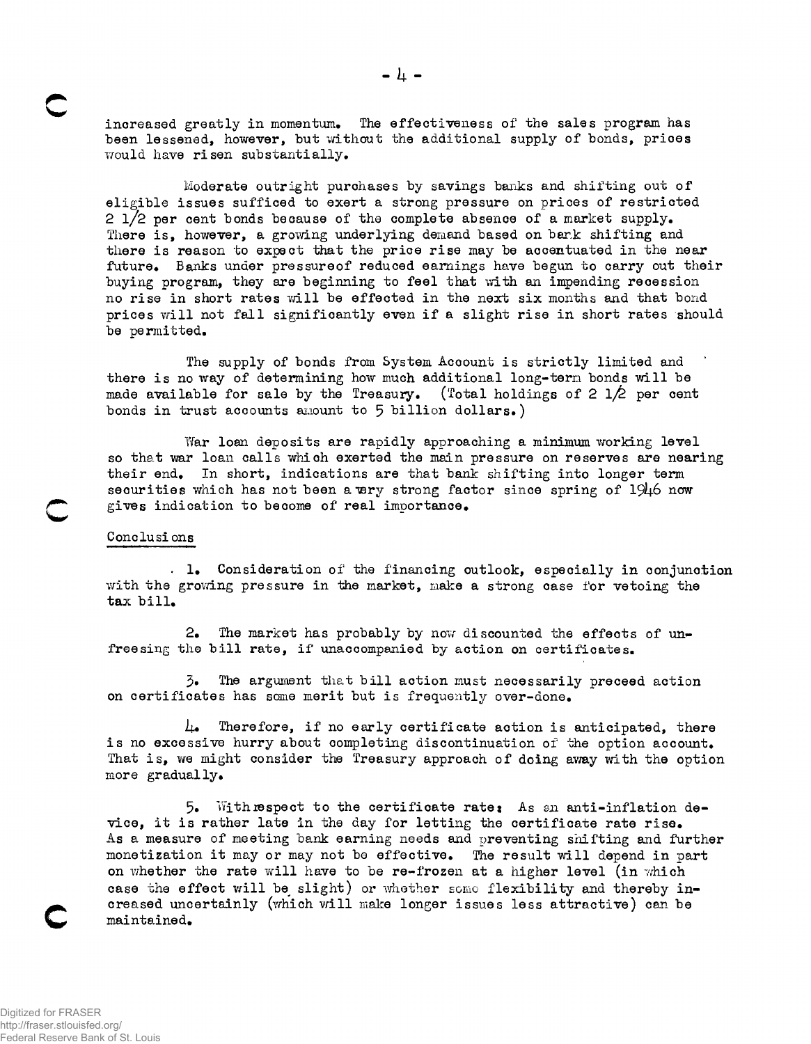increased greatly in momentum. The effectiveness of the sales program has been lessened, however, but without the additional supply of bonds, prices would have risen substantially.

Moderate outright purchases by savings banks and shifting out of eligible issues sufficed to exert a strong pressure on prices of restricted 2 1/2 per cent bonds because of the complete absence of a market supply. There is, however, a growing underlying demand based on bank shifting and there is reason to expect that the price rise may be accentuated in the near future. Banks under pressureof reduced earnings have begun to carry out their buying program, they are beginning to feel that with an impending recession no rise in short rates will be effected in the next six months and that bond prices will not fall significantly even if a slight rise in short rates should be permitted.

The supply of bonds from System Account is strictly limited and there is no way of determining how much additional long-term bonds will be made available for sale by the Treasury. (Total holdings of 2 1/2 per cent bonds in trust accounts amount to 5 billion dollars.)

War loan deposits are rapidly approaching a minimum working level so that war loan calls which exerted the main pressure on reserves are nearing their end. In short, indications are that bank shifting into longer term securities which has not been a very strong factor since spring of 1946 now gives indication to become of real importance.

Conclusions

1. Consideration of the financing outlook, especially in conjunction with the growing pressure in the market, make a strong case for vetoing the tax bill.

2. The market has probably by now discounted the effects of unfreesing the bill rate, if unaccompanied by action on certificates.

3. The argument that bill action must necessarily preceed action on certificates has some merit but is frequently over-done.

4. Therefore, if no early certificate action is anticipated, there is no excessive hurry about completing discontinuation of the option account. That is, we might consider the Treasury approach of doing away with the option more gradually.

5. With respect to the certificate rate: As an anti-inflation device, it is rather late in the day for letting the certificate rate rise. As a measure of meeting bank earning needs and preventing shifting and further monetization it may or may not be effective. The result will depend in part on whether the rate will have to be re-frozen at a higher level (in which case the effect will be slight) or whether some flexibility and thereby increased uncertainly (which will make longer issues less attractive) can be maintained.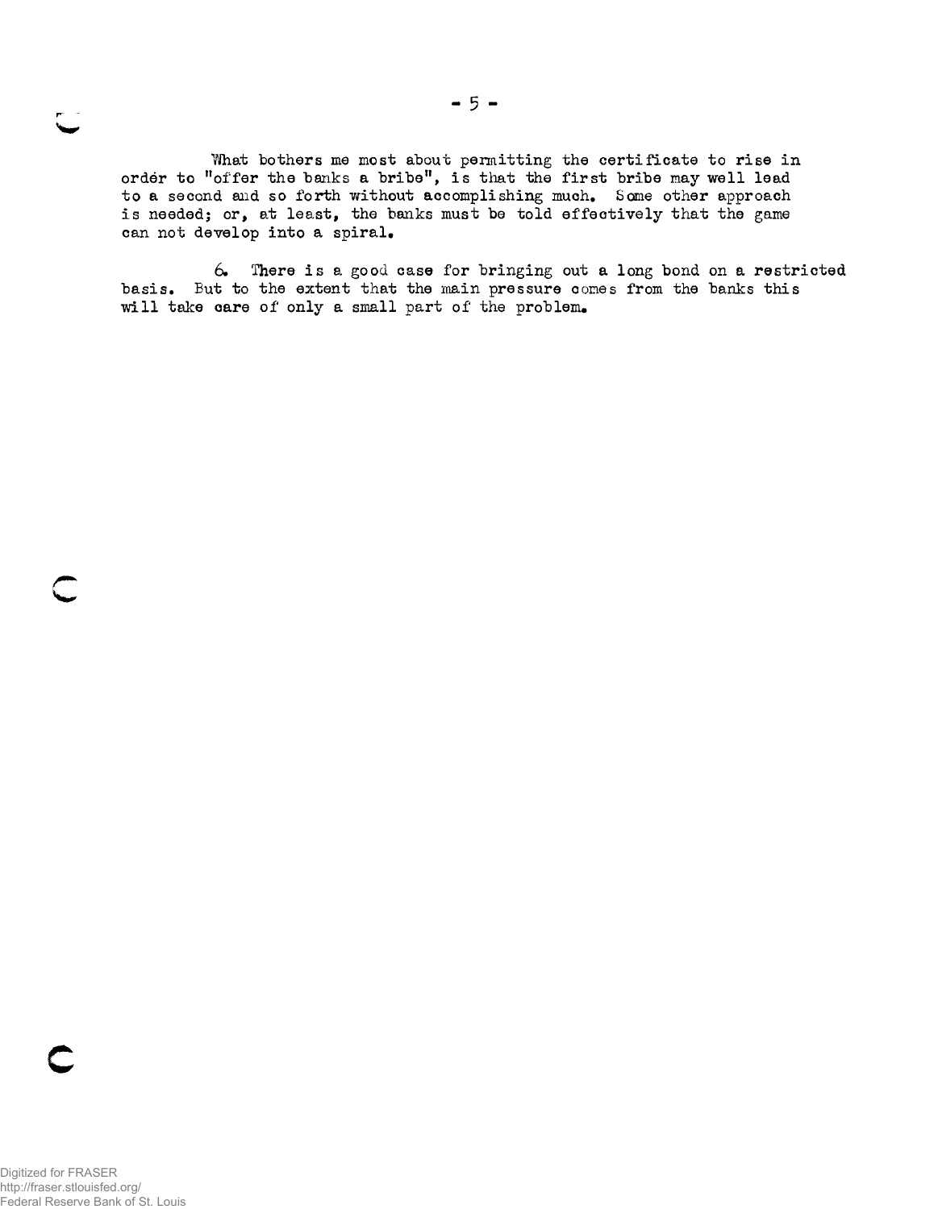What bothers me most about permitting the certificate to rise in order to "offer the banks a bribe", is that the first bribe may well lead to a second and so forth without accomplishing much. Some other approach is needed; or, at least, the banks must be told effectively that the game can not develop into a spiral.

6. There is a good case for bringing out a long bond on a restricted basis. But to the extent that the main pressure comes from the banks this will take care of only a small part of the problem.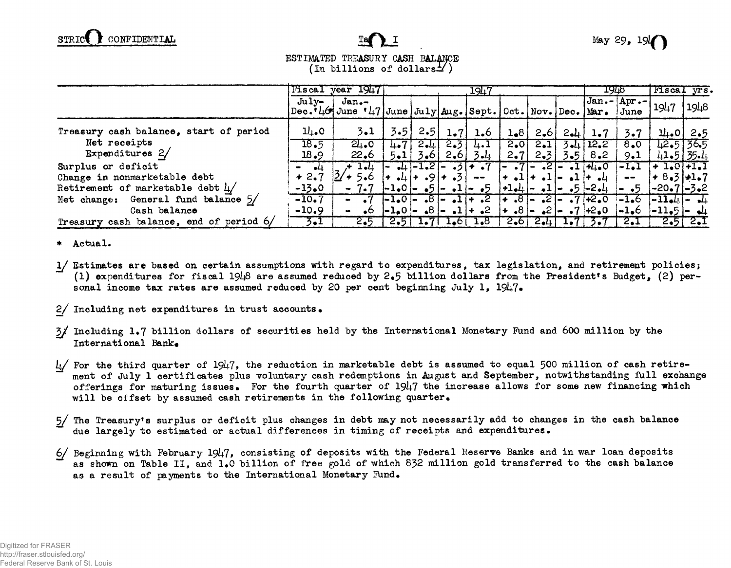STRICTLY CONFIDENTIAL

Table I

May 29, 1947

ESTIMATED TREASURY CASH BALANCE
(In billions of dollars 1/)

| | Fiscal year 1947 | | 1947 | | | | | | | 1948 | | Fiscal yrs. | |
|---|---|---|---|---|---|---|---|---|---|---|---|---|---|
| | July-Dec.'46* | Jan.-June '47 | June | July | Aug. | Sept. | Oct. | Nov. | Dec. | Jan.-Mar. | Apr.-June | 1947 | 1948 |
| Treasury cash balance, start of period | 14.0 | 3.1 | 3.5 | 2.5 | 1.7 | 1.6 | 1.8 | 2.6 | 2.4 | 1.7 | 3.7 | 14.0 | 2.5 |
| Net receipts | 18.5 | 24.0 | 4.7 | 2.4 | 2.3 | 4.1 | 2.0 | 2.1 | 3.4 | 12.2 | 8.0 | 42.5 | 36.5 |
| Expenditures 2/ | 18.9 | 22.6 | 5.1 | 3.6 | 2.6 | 3.4 | 2.7 | 2.3 | 3.5 | 8.2 | 9.1 | 41.5 | 35.4 |
| Surplus or deficit | - .4 | + 1.4 | - .4 | -1.2 | - .3 | + .7 | - .7 | - .2 | - .1 | +4.0 | -1.1 | + 1.0 | +1.1 |
| Change in nonmarketable debt | + 2.7 | 3/ + 5.6 | + .4 | + .9 | + .3 | -- | + .1 | + .1 | - .1 | + .4 | -- | + 8.3 | +1.7 |
| Retirement of marketable debt 4/ | -13.0 | - 7.7 | -1.0 | - .5 | - .1 | - .5 | +1.4 | - .1 | - .5 | -2.4 | - .5 | -20.7 | -3.2 |
| Net change: General fund balance 5/ | -10.7 | - .7 | -1.0 | - .8 | - .1 | + .2 | + .8 | - .2 | - .7 | +2.0 | -1.6 | -11.4 | - .4 |
| Cash balance | -10.9 | - .6 | -1.0 | - .8 | - .1 | + .2 | + .8 | - .2 | - .7 | +2.0 | -1.6 | -11.5 | - .4 |
| Treasury cash balance, end of period 6/ | 3.1 | 2.5 | 2.5 | 1.7 | 1.6 | 1.8 | 2.6 | 2.4 | 1.7 | 3.7 | 2.1 | 2.5 | 2.1 |

\* Actual.

1/ Estimates are based on certain assumptions with regard to expenditures, tax legislation, and retirement policies; (1) expenditures for fiscal 1948 are assumed reduced by 2.5 billion dollars from the President's Budget, (2) personal income tax rates are assumed reduced by 20 per cent beginning July 1, 1947.

2/ Including net expenditures in trust accounts.

3/ Including 1.7 billion dollars of securities held by the International Monetary Fund and 600 million by the International Bank.

4/ For the third quarter of 1947, the reduction in marketable debt is assumed to equal 500 million of cash retirement of July 1 certificates plus voluntary cash redemptions in August and September, notwithstanding full exchange offerings for maturing issues. For the fourth quarter of 1947 the increase allows for some new financing which will be offset by assumed cash retirements in the following quarter.

5/ The Treasury's surplus or deficit plus changes in debt may not necessarily add to changes in the cash balance due largely to estimated or actual differences in timing of receipts and expenditures.

6/ Beginning with February 1947, consisting of deposits with the Federal Reserve Banks and in war loan deposits as shown on Table II, and 1.0 billion of free gold of which 832 million gold transferred to the cash balance as a result of payments to the International Monetary Fund.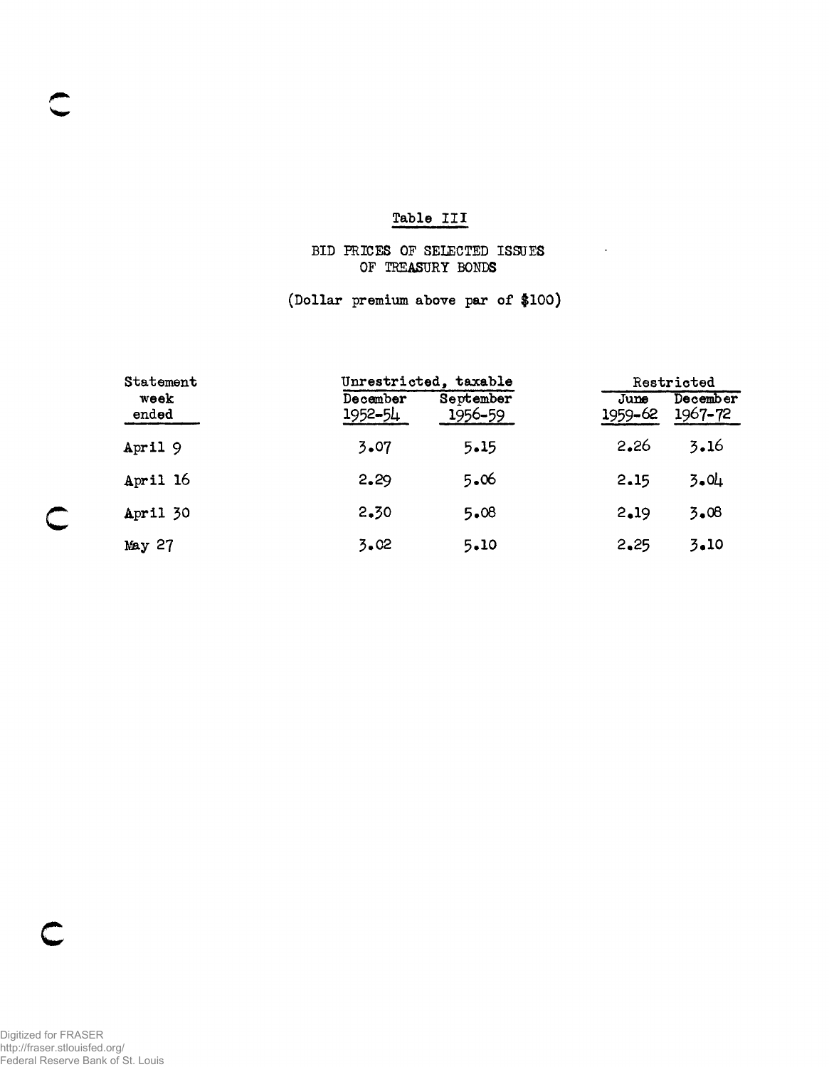## Table III

### BID PRICES OF SELECTED ISSUES OF TREASURY BONDS

(Dollar premium above par of $100)

| Statement week ended | Unrestricted, taxable | | Restricted | |
|---|---|---|---|---|
| | December 1952-54 | September 1956-59 | June 1959-62 | December 1967-72 |
| April 9 | 3.07 | 5.15 | 2.26 | 3.16 |
| April 16 | 2.29 | 5.06 | 2.15 | 3.04 |
| April 30 | 2.30 | 5.08 | 2.19 | 3.08 |
| May 27 | 3.02 | 5.10 | 2.25 | 3.10 |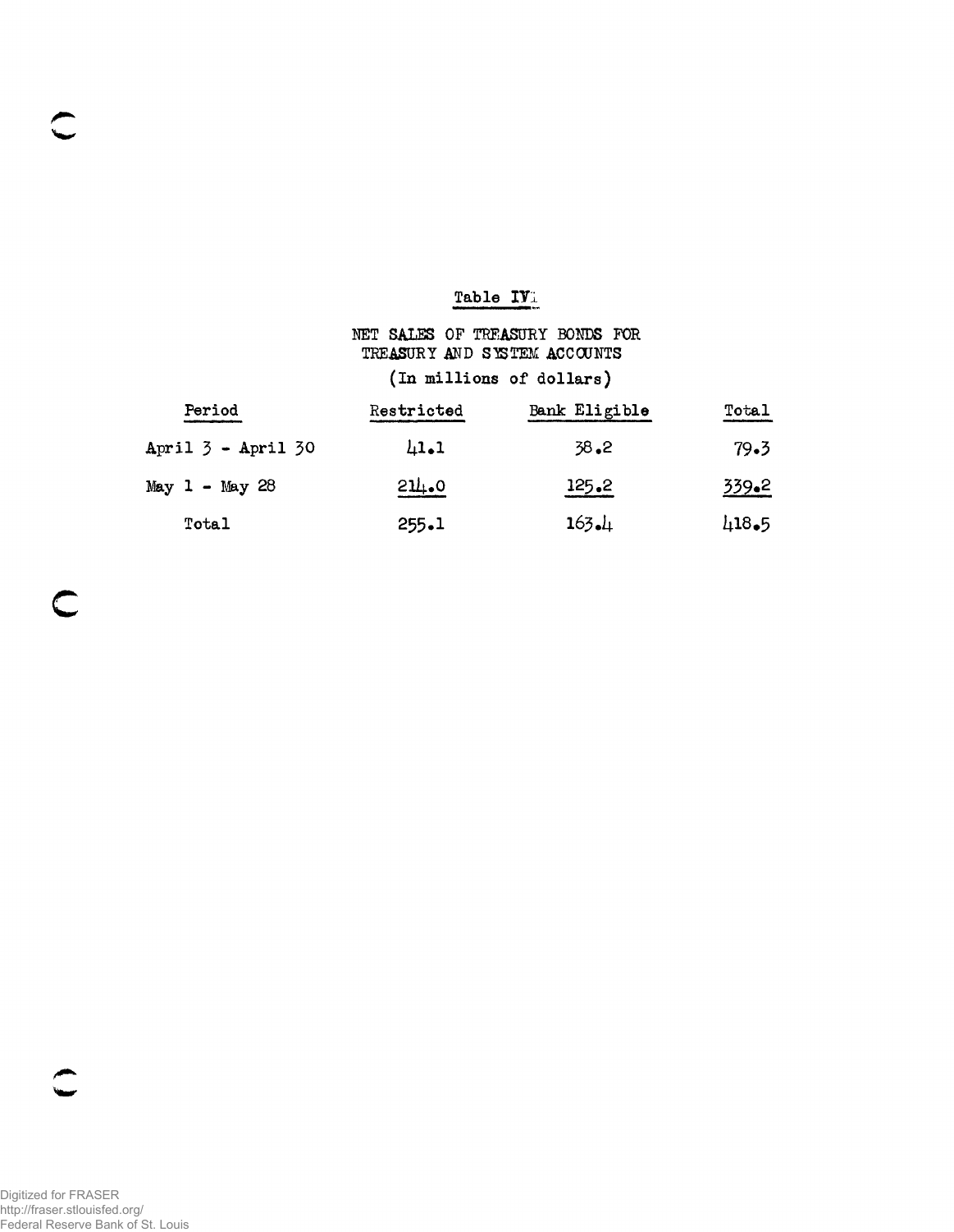Table IV

NET SALES OF TREASURY BONDS FOR TREASURY AND SYSTEM ACCOUNTS

(In millions of dollars)

| Period | Restricted | Bank Eligible | Total |
|---|---|---|---|
| April 3 - April 30 | 41.1 | 38.2 | 79.3 |
| May 1 - May 28 | 214.0 | 125.2 | 339.2 |
| Total | 255.1 | 163.4 | 418.5 |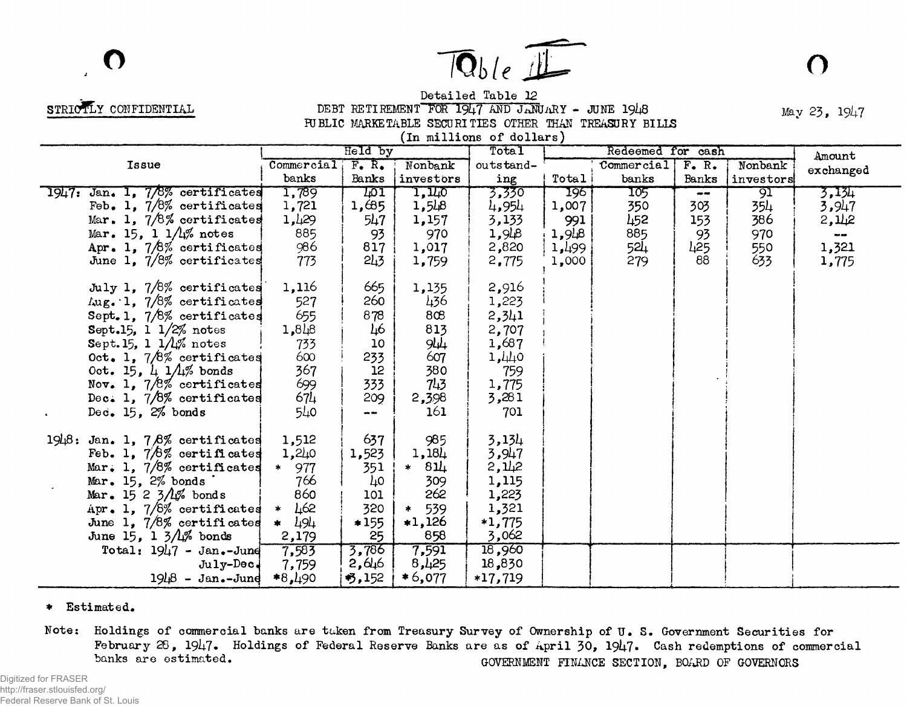# Table II

STRICTLY CONFIDENTIAL

May 23, 1947

Detailed Table 12
DEBT RETIREMENT FOR 1947 AND JANUARY - JUNE 1948
PUBLIC MARKETABLE SECURITIES OTHER THAN TREASURY BILLS
(In millions of dollars)

| Issue | Held by | | | Total outstanding | Redeemed for cash | | | | Amount exchanged |
|---|---|---|---|---|---|---|---|---|---|
| | Commercial banks | F. R. Banks | Nonbank investors | | Total | Commercial banks | F. R. Banks | Nonbank investors | |
| 1947: Jan. 1, 7/8% certificates | 1,789 | 401 | 1,140 | 3,330 | 196 | 105 | -- | 91 | 3,134 |
| Feb. 1, 7/8% certificates | 1,721 | 1,685 | 1,548 | 4,954 | 1,007 | 350 | 303 | 354 | 3,947 |
| Mar. 1, 7/8% certificates | 1,429 | 547 | 1,157 | 3,133 | 991 | 452 | 153 | 386 | 2,142 |
| Mar. 15, 1 1/4% notes | 885 | 93 | 970 | 1,948 | 1,948 | 885 | 93 | 970 | -- |
| Apr. 1, 7/8% certificates | 986 | 817 | 1,017 | 2,820 | 1,499 | 524 | 425 | 550 | 1,321 |
| June 1, 7/8% certificates | 773 | 243 | 1,759 | 2,775 | 1,000 | 279 | 88 | 633 | 1,775 |
| July 1, 7/8% certificates | 1,116 | 665 | 1,135 | 2,916 | | | | | |
| Aug. 1, 7/8% certificates | 527 | 260 | 436 | 1,223 | | | | | |
| Sept. 1, 7/8% certificates | 655 | 878 | 808 | 2,341 | | | | | |
| Sept. 15, 1 1/2% notes | 1,848 | 46 | 813 | 2,707 | | | | | |
| Sept. 15, 1 1/4% notes | 733 | 10 | 944 | 1,687 | | | | | |
| Oct. 1, 7/8% certificates | 600 | 233 | 607 | 1,440 | | | | | |
| Oct. 15, 4 1/4% bonds | 367 | 12 | 380 | 759 | | | | | |
| Nov. 1, 7/8% certificates | 699 | 333 | 743 | 1,775 | | | | | |
| Dec. 1, 7/8% certificates | 674 | 209 | 2,398 | 3,281 | | | | | |
| Dec. 15, 2% bonds | 540 | -- | 161 | 701 | | | | | |
| 1948: Jan. 1, 7/8% certificates | 1,512 | 637 | 985 | 3,134 | | | | | |
| Feb. 1, 7/8% certificates | 1,240 | 1,523 | 1,184 | 3,947 | | | | | |
| Mar. 1, 7/8% certificates | * 977 | 351 | * 814 | 2,142 | | | | | |
| Mar. 15, 2% bonds | 766 | 40 | 309 | 1,115 | | | | | |
| Mar. 15 2 3/4% bonds | 860 | 101 | 262 | 1,223 | | | | | |
| Apr. 1, 7/8% certificates | * 462 | 320 | * 539 | 1,321 | | | | | |
| June 1, 7/8% certificates | * 494 | *155 | *1,126 | *1,775 | | | | | |
| June 15, 1 3/4% bonds | 2,179 | 25 | 858 | 3,062 | | | | | |
| Total: 1947 - Jan.-June | 7,583 | 3,786 | 7,591 | 18,960 | | | | | |
| July-Dec. | 7,759 | 2,646 | 8,425 | 18,830 | | | | | |
| 1948 - Jan.-June | *8,490 | *3,152 | *6,077 | *17,719 | | | | | |

\* Estimated.

Note: Holdings of commercial banks are taken from Treasury Survey of Ownership of U. S. Government Securities for February 28, 1947. Holdings of Federal Reserve Banks are as of April 30, 1947. Cash redemptions of commercial banks are estimated.

GOVERNMENT FINANCE SECTION, BOARD OF GOVERNORS